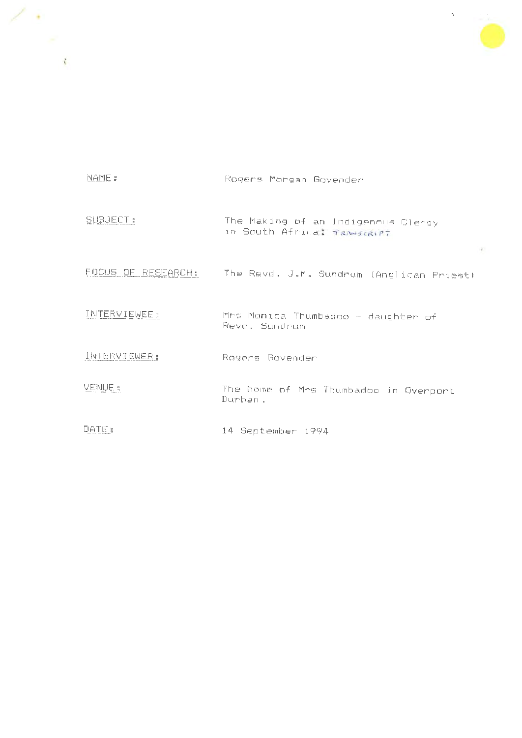| | |
|---|---|
| NAME: | Rogers Morgan Govender |
| SUBJECT: | The Making of an Indigenous Clergy in South Africa: TRANSCRIPT |
| FOCUS OF RESEARCH: | The Revd. J.M. Sundrum (Anglican Priest) |
| INTERVIEWEE: | Mrs Monica Thumbadoo - daughter of Revd. Sundrum |
| INTERVIEWER: | Rogers Govender |
| VENUE: | The home of Mrs Thumbadoo in Overport Durban. |
| DATE: | 14 September 1994 |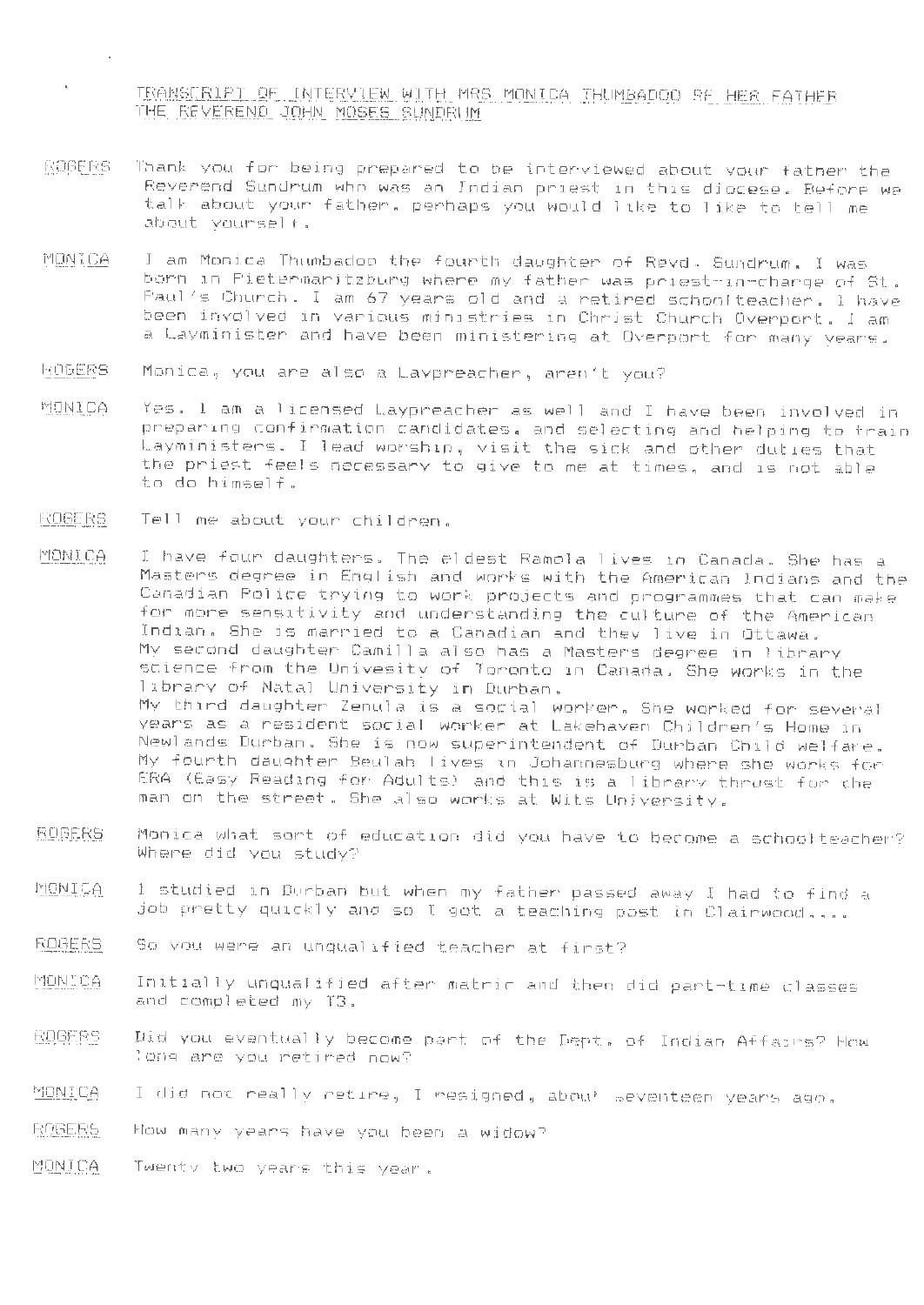TRANSCRIPT OF INTERVIEW WITH MRS MONICA THUMBADOO RE HER FATHER THE REVEREND JOHN MOSES SUNDRUM

**ROGERS** Thank you for being prepared to be interviewed about your father the Reverend Sundrum who was an Indian priest in this diocese. Before we talk about your father, perhaps you would like to like to tell me about yourself.

**MONICA** I am Monica Thumbadoo the fourth daughter of Revd. Sundrum. I was born in Pietermaritzburg where my father was priest-in-charge of St. Paul's Church. I am 67 years old and a retired schoolteacher. I have been involved in various ministries in Christ Church Overport. I am a Layminister and have been ministering at Overport for many years.

**ROGERS** Monica, you are also a Laypreacher, aren't you?

**MONICA** Yes. I am a licensed Laypreacher as well and I have been involved in preparing confirmation candidates, and selecting and helping to train Layministers. I lead worship, visit the sick and other duties that the priest feels necessary to give to me at times, and is not able to do himself.

**ROGERS** Tell me about your children.

**MONICA** I have four daughters. The eldest Ramola lives in Canada. She has a Masters degree in English and works with the American Indians and the Canadian Police trying to work projects and programmes that can make for more sensitivity and understanding the culture of the American Indian. She is married to a Canadian and they live in Ottawa.
My second daughter Camilla also has a Masters degree in library science from the Univesity of Toronto in Canada. She works in the library of Natal University in Durban.
My third daughter Zenula is a social worker. She worked for several years as a resident social worker at Lakehaven Children's Home in Newlands Durban. She is now superintendent of Durban Child welfare.
My fourth daughter Beulah lives in Johannesburg where she works for ERA (Easy Reading for Adults) and this is a library thrust for the man on the street. She also works at Wits University.

**ROGERS** Monica what sort of education did you have to become a schoolteacher? Where did you study?

**MONICA** I studied in Durban but when my father passed away I had to find a job pretty quickly and so I got a teaching post in Clairwood....

**ROGERS** So you were an unqualified teacher at first?

**MONICA** Initially unqualified after matric and then did part-time classes and completed my T3.

**ROGERS** Did you eventually become part of the Dept. of Indian Affairs? How long are you retired now?

**MONICA** I did not really retire, I resigned, about seventeen years ago.

**ROGERS** How many years have you been a widow?

**MONICA** Twenty two years this year.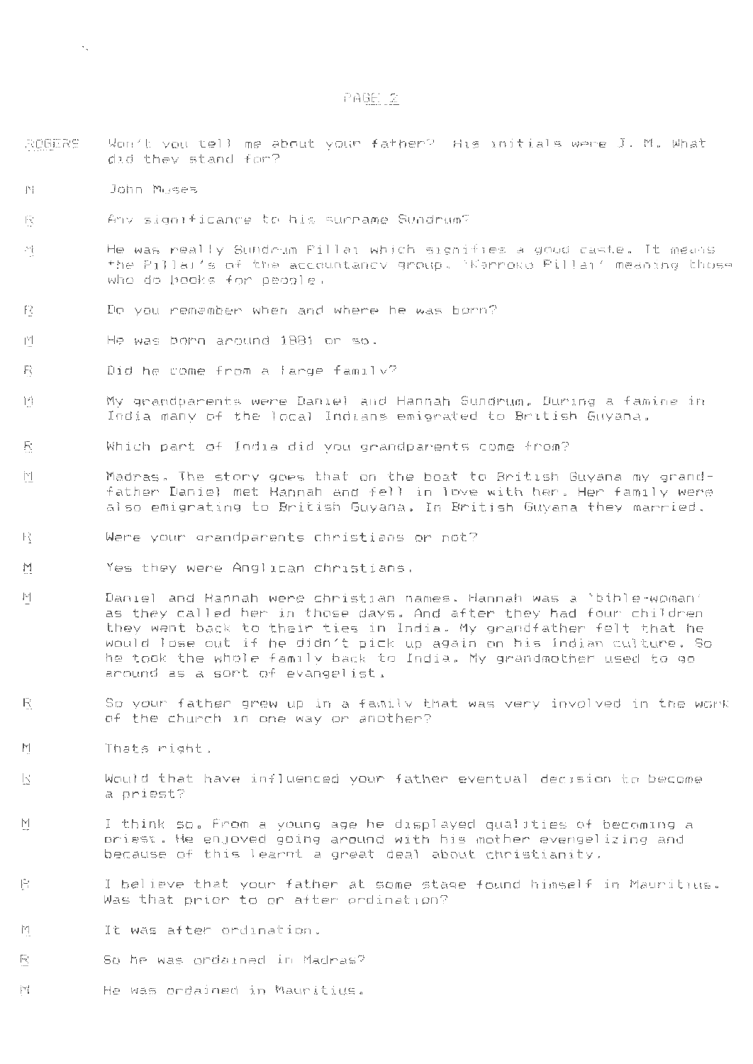ROGERS Won't you tell me about your father? His initials were J. M. What did they stand for?

M John Moses

R Any significance to his surname Sundrum?

M He was really Sundrum Pillai which signifies a good caste. It means the Pillai's of the accountancy group. 'Kannoko Pillai' meaning those who do books for people.

R Do you remember when and where he was born?

M He was born around 1881 or so.

R Did he come from a large family?

M My grandparents were Daniel and Hannah Sundrum. During a famine in India many of the local Indians emigrated to British Guyana.

R Which part of India did you grandparents come from?

M Madras. The story goes that on the boat to British Guyana my grandfather Daniel met Hannah and fell in love with her. Her family were also emigrating to British Guyana. In British Guyana they married.

R Were your grandparents christians or not?

M Yes they were Anglican christians.

M Daniel and Hannah were christian names. Hannah was a 'bible-woman' as they called her in those days. And after they had four children they went back to their ties in India. My grandfather felt that he would lose out if he didn't pick up again on his Indian culture. So he took the whole family back to India. My grandmother used to go around as a sort of evangelist.

R So your father grew up in a family that was very involved in the work of the church in one way or another?

M Thats right.

R Would that have influenced your father eventual decision to become a priest?

M I think so. From a young age he displayed qualities of becoming a priest. He enjoyed going around with his mother evengelizing and because of this learnt a great deal about christianity.

R I believe that your father at some stage found himself in Mauritius. Was that prior to or after ordination?

M It was after ordination.

R So he was ordained in Madras?

M He was ordained in Mauritius.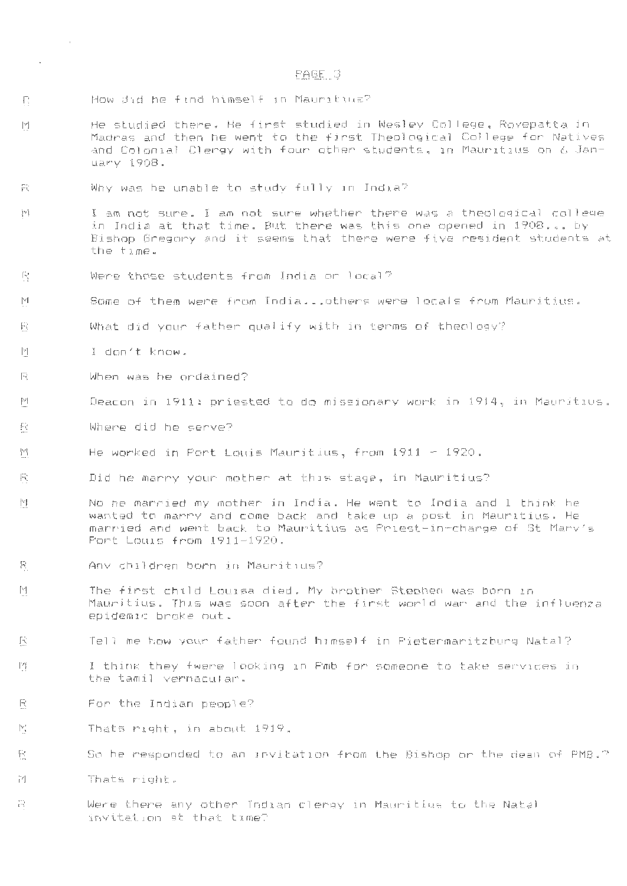R How did he find himself in Mauritius?

M He studied there. He first studied in Wesley College, Royepatta in Madras and then he went to the first Theological College for Natives and Colonial Clergy with four other students, in Mauritius on 6 January 1908.

R Why was he unable to study fully in India?

M I am not sure. I am not sure whether there was a theological college in India at that time. But there was this one opened in 1908... by Bishop Gregory and it seems that there were five resident students at the time.

R Were those students from India or local?

M Some of them were from India...others were locals from Mauritius.

R What did your father qualify with in terms of theology?

M I don't know.

R When was he ordained?

M Deacon in 1911: priested to do missionary work in 1914, in Mauritius.

R Where did he serve?

M He worked in Port Louis Mauritius, from 1911 - 1920.

R Did he marry your mother at this stage, in Mauritius?

M No he married my mother in India. He went to India and I think he wanted to marry and come back and take up a post in Mauritius. He married and went back to Mauritius as Priest-in-charge of St Mary's Port Louis from 1911-1920.

R Any children born in Mauritius?

M The first child Louisa died. My brother Stephen was born in Mauritius. This was soon after the first world war and the influenza epidemic broke out.

R Tell me how your father found himself in Pietermaritzburg Natal?

M I think they fwere looking in Pmb for someone to take services in the tamil vernacular.

R For the Indian people?

M Thats right, in about 1919.

R So he responded to an invitation from the Bishop or the dean of PMB.?

M Thats right.

R Were there any other Indian clergy in Mauritius to the Natal invitation at that time?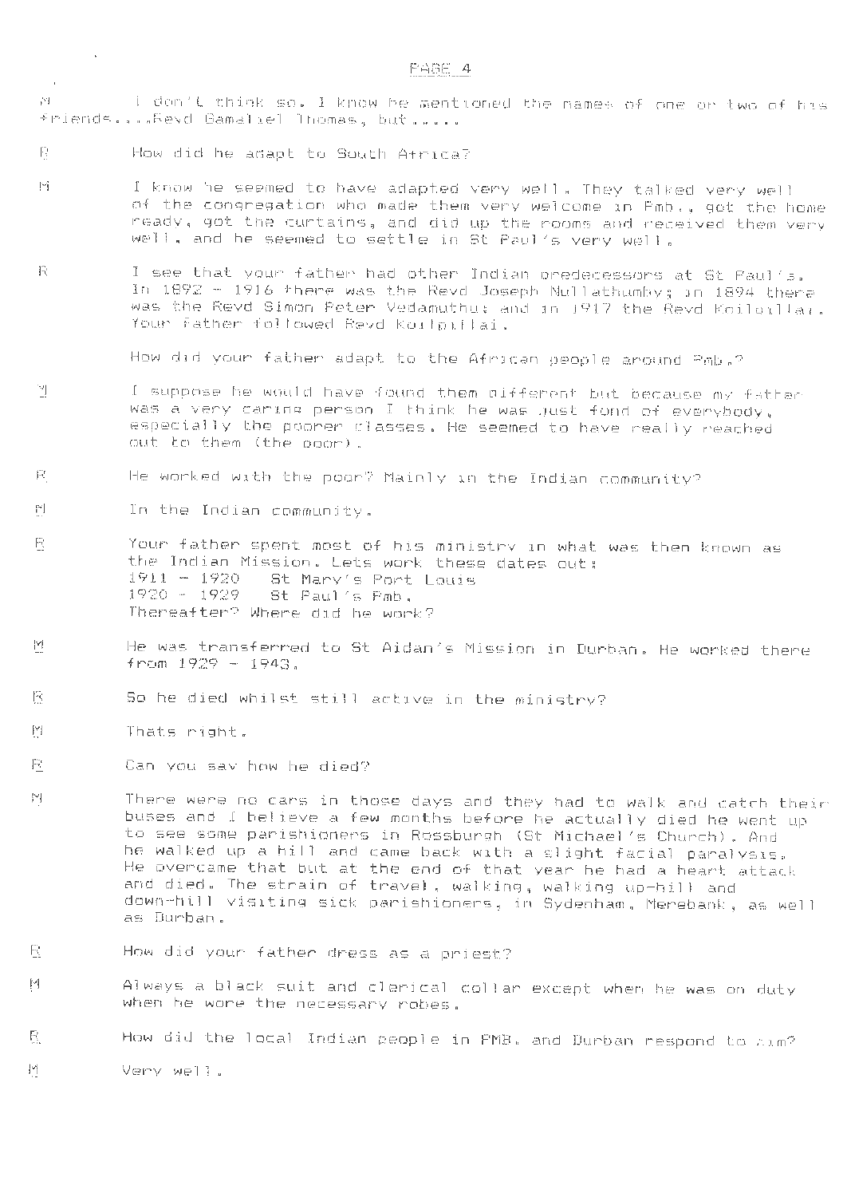M I don't think so. I know he mentioned the names of one or two of his friends....Revd Gamaliel Thomas, but.....

R How did he adapt to South Africa?

M I know he seemed to have adapted very well. They talked very well of the congregation who made them very welcome in Pmb., got the home ready, got the curtains, and did up the rooms and received them very well, and he seemed to settle in St Paul's very well.

R I see that your father had other Indian predecessors at St Paul's. In 1892 - 1916 there was the Revd Joseph Nullathumby; in 1894 there was the Revd Simon Peter Vedamuthu; and in 1917 the Revd Koilpillai. Your father followed Revd Koilpillai.

How did your father adapt to the African people around Pmb.?

M I suppose he would have found them different but because my father was a very caring person I think he was just fond of everybody, especially the poorer classes. He seemed to have really reached out to them (the poor).

R He worked with the poor? Mainly in the Indian community?

M In the Indian community.

R Your father spent most of his ministry in what was then known as the Indian Mission. Lets work these dates out:
1911 - 1920 St Mary's Port Louis
1920 - 1929 St Paul's Pmb.
Thereafter? Where did he work?

M He was transferred to St Aidan's Mission in Durban. He worked there from 1929 - 1943.

R So he died whilst still active in the ministry?

M Thats right.

R Can you say how he died?

M There were no cars in those days and they had to walk and catch their buses and I believe a few months before he actually died he went up to see some parishioners in Rossburgh (St Michael's Church). And he walked up a hill and came back with a slight facial paralysis. He overcame that but at the end of that year he had a heart attack and died. The strain of travel, walking, walking up-hill and down-hill visiting sick parishioners, in Sydenham, Merebank, as well as Durban.

R How did your father dress as a priest?

M Always a black suit and clerical collar except when he was on duty when he wore the necessary robes.

R How did the local Indian people in PMB. and Durban respond to him?

M Very well.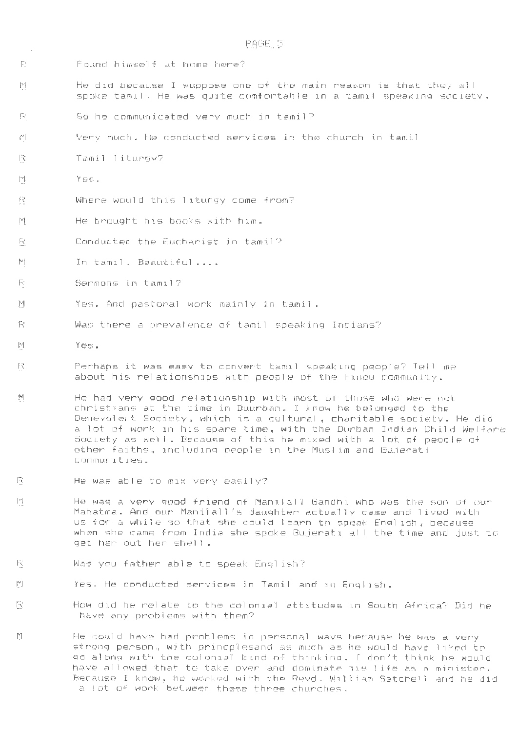R Found himself at home here?

M He did because I suppose one of the main reason is that they all spoke tamil. He was quite comfortable in a tamil speaking society.

R So he communicated very much in tamil?

M Very much. He conducted services in the church in tamil

R Tamil liturgy?

M Yes.

R Where would this liturgy come from?

M He brought his books with him.

R Conducted the Eucharist in tamil?

M In tamil. Beautiful....

R Sermons in tamil?

M Yes. And pastoral work mainly in tamil.

R Was there a prevalence of tamil speaking Indians?

M Yes.

R Perhaps it was easy to convert tamil speaking people? Tell me about his relationships with people of the Hindu community.

M He had very good relationship with most of those who were not christians at the time in Duurban. I know he belonged to the Benevolent Society, which is a cultural, charitable society. He did a lot of work in his spare time, with the Durban Indian Child Welfare Society as well. Because of this he mixed with a lot of people of other faiths, including people in the Muslim and Gujerati communities.

R He was able to mix very easily?

M He was a very good friend of Manilall Gandhi who was the son of our Mahatma. And our Manilall's daughter actually came and lived with us for a while so that she could learn to speak English, because when she came from India she spoke Gujerati all the time and just to get her out her shell.

R Was you father able to speak English?

M Yes. He conducted services in Tamil and in English.

R How did he relate to the colonial attitudes in South Africa? Did he have any problems with them?

M He could have had problems in personal ways because he was a very strong person, with principlesand as much as he would have liked to go along with the colonial kind of thinking, I don't think he would have allowed that to take over and dominate his life as a minister. Because I know, he worked with the Revd. William Satchell and he did a lot of work between these three churches.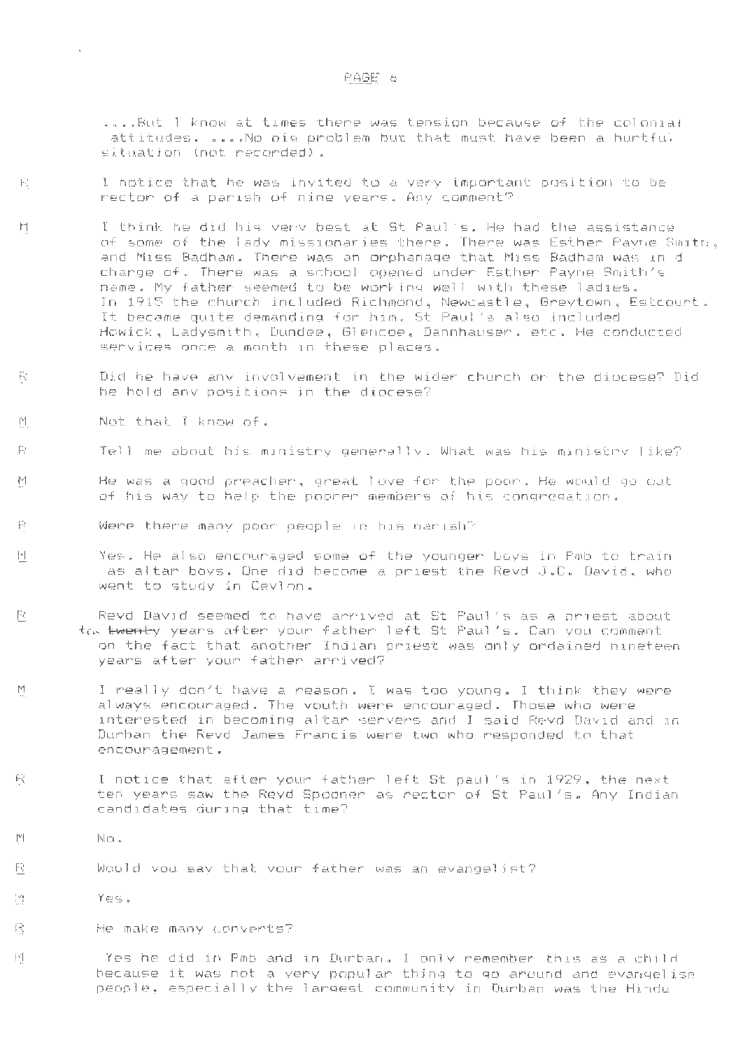....But I know at times there was tension because of the colonial attitudes. ....No big problem but that must have been a hurtful situation (not recorded).

R I notice that he was invited to a very important position to be rector of a parish of nine years. Any comment?

M I think he did his very best at St Paul's. He had the assistance of some of the lady missionaries there. There was Esther Payne Smith, and Miss Badham. There was an orphanage that Miss Badham was in d charge of. There was a school opened under Esther Payne Smith's name. My father seemed to be working well with these ladies. In 1915 the church included Richmond, Newcastle, Greytown, Estcourt. It became quite demanding for him. St Paul's also included Howick, Ladysmith, Dundee, Glencoe, Dannhauser. etc. He conducted services once a month in these places.

R Did he have any involvement in the wider church or the diocese? Did he hold any positions in the diocese?

M Not that I know of.

R Tell me about his ministry generally. What was his ministry like?

M He was a good preacher, great love for the poor. He would go out of his way to help the poorer members of his congregation.

R Were there many poor people in his parish?

M Yes. He also encouraged some of the younger boys in Pmb to train as altar boys. One did become a priest the Revd J.C. David, who went to study in Ceylon.

R Revd David seemed to have arrived at St Paul's as a priest about ten ~~twenty~~ years after your father left St Paul's. Can you comment on the fact that another Indian priest was only ordained nineteen years after your father arrived?

M I really don't have a reason. I was too young. I think they were always encouraged. The youth were encouraged. Those who were interested in becoming altar servers and I said Revd David and in Durban the Revd James Francis were two who responded to that encouragement.

R I notice that after your father left St paul's in 1929, the next ten years saw the Revd Spooner as rector of St Paul's. Any Indian candidates during that time?

M No.

R Would you say that your father was an evangelist?

M Yes.

R He make many converts?

M Yes he did in Pmb and in Durban. I only remember this as a child because it was not a very popular thing to go around and evangelise people, especially the largest community in Durban was the Hindu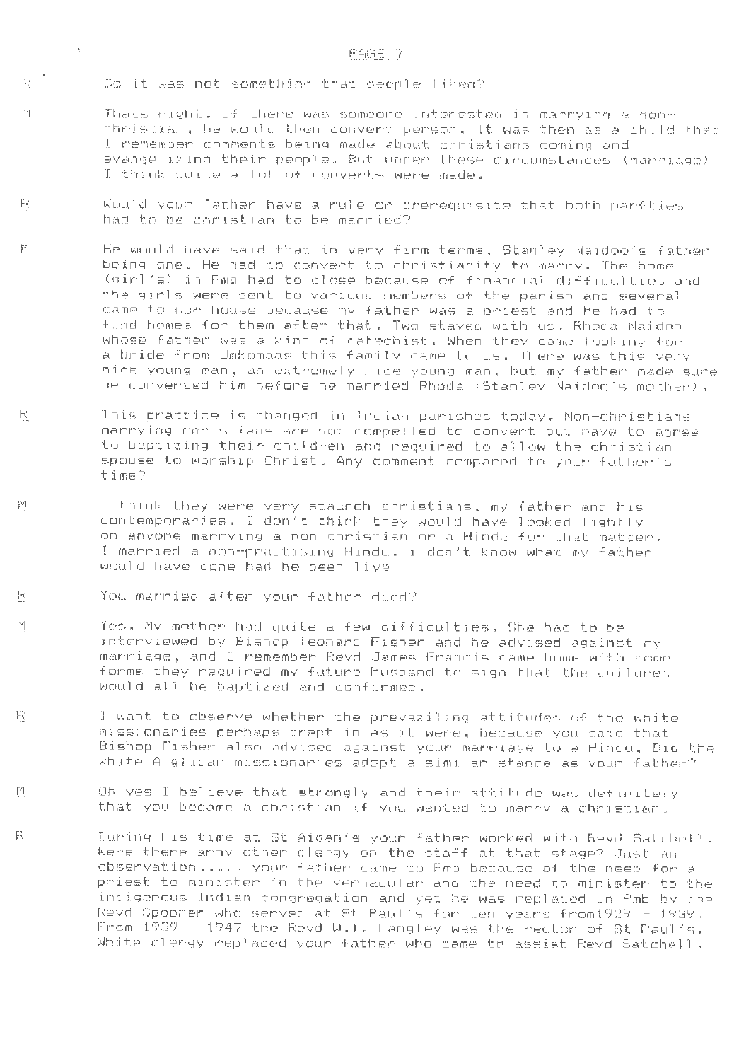R So it was not something that people liked?

M Thats right. If there was someone interested in marrying a non-christian, he would then convert person. It was then as a child that I remember comments being made about christians coming and evangelizing their people. But under these circumstances (marriage) I think quite a lot of converts were made.

R Would your father have a rule or prerequisite that both parfties had to be christian to be married?

M He would have said that in very firm terms, Stanley Naidoo's father being one. He had to convert to christianity to marry. The home (girl's) in Pmb had to close because of financial difficulties and the girls were sent to various members of the parish and several came to our house because my father was a priest and he had to find homes for them after that. Two stayed with us, Rhoda Naidoo whose father was a kind of catechist. When they came looking for a bride from Umkomaas this family came to us. There was this very nice young man, an extremely nice young man, but my father made sure he converted him before he married Rhoda (Stanley Naidoo's mother).

R This practice is changed in Indian parishes today. Non-christians marrying christians are not compelled to convert but have to agree to baptizing their children and required to allow the christian spouse to worship Christ. Any comment compared to your father's time?

M I think they were very staunch christians, my father and his contemporaries. I don't think they would have looked lightly on anyone marrying a non christian or a Hindu for that matter. I married a non-practising Hindu. I don't know what my father would have done had he been live!

R You married after your father died?

M Yes. My mother had quite a few difficulties. She had to be interviewed by Bishop Leonard Fisher and he advised against my marriage, and I remember Revd James Francis came home with some forms they required my future husband to sign that the children would all be baptized and confirmed.

R I want to observe whether the prevaziling attitudes of the white missionaries perhaps crept in as it were, because you said that Bishop Fisher also advised against your marriage to a Hindu. Did the white Anglican missionaries adopt a similar stance as your father?

M Oh yes I believe that strongly and their attitude was definitely that you became a christian if you wanted to marry a christian.

R During his time at St Aidan's your father worked with Revd Satchell. Were there anny other clergy on the staff at that stage? Just an observation..... your father came to Pmb because of the need for a priest to minister in the vernacular and the need to minister to the indigenous Indian congregation and yet he was replaced in Pmb by the Revd Spooner who served at St Paul's for ten years from1929 - 1939. From 1939 - 1947 the Revd W.T. Langley was the rector of St Paul's. White clergy replaced your father who came to assist Revd Satchell.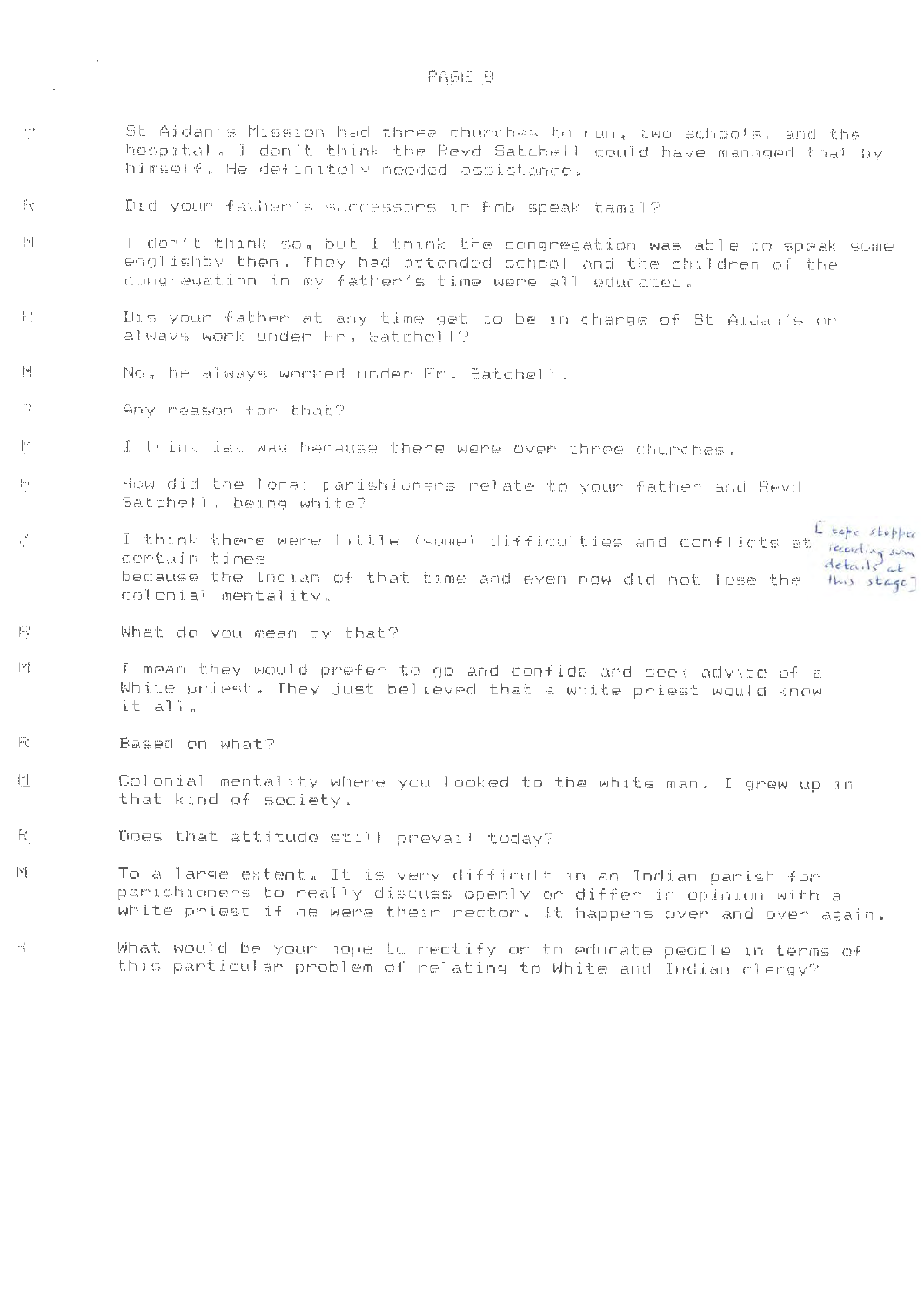? St Aidan's Mission had three churches to run, two schools, and the hospital. I don't think the Revd Satchell could have managed that by himself. He definitely needed assistance.

R Did your father's successors in Pmb speak tamil?

M I don't think so, but I think the congregation was able to speak some englishby then. They had attended school and the children of the congregation in my father's time were all educated.

R Dis your father at any time get to be in charge of St Aidan's or always work under Fr. Satchell?

M No, he always worked under Fr. Satchell.

? Any reason for that?

M I think iat was because there were over three churches.

R How did the loca: parishioners relate to your father and Revd Satchell, being white?

M I think there were little (some) difficulties and conflicts at certain times because the Indian of that time and even now did not lose the colonial mentality. [tape stopped recording some details at this stage]

R What do you mean by that?

M I mean they would prefer to go and confide and seek advice of a White priest. They just believed that a white priest would know it all.

R Based on what?

M Colonial mentality where you looked to the white man. I grew up in that kind of society.

R Does that attitude still prevail today?

M To a large extent. It is very difficult in an Indian parish for parishioners to really discuss openly or differ in opinion with a white priest if he were their rector. It happens over and over again.

R What would be your hope to rectify or to educate people in terms of this particular problem of relating to White and Indian clergy?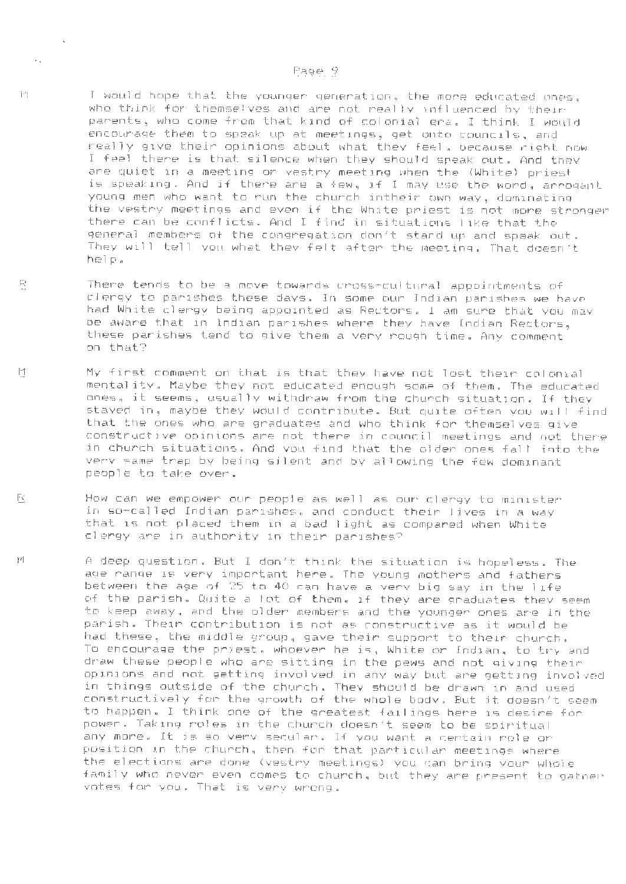M I would hope that the younger generation, the more educated ones, who think for themselves and are not really influenced by their parents, who come from that kind of colonial era, I think I would encourage them to speak up at meetings, get onto councils, and really give their opinions about what they feel, because right now I feel there is that silence when they should speak out. And they are quiet in a meeting or vestry meeting when the (White) priest is speaking. And if there are a few, if I may use the word, arrogant young men who want to run the church intheir own way, dominating the vestry meetings and even if the White priest is not more stronger there can be conflicts. And I find in situations like that the general members of the congregation don't stand up and speak out. They will tell you what they felt after the meeting. That doesn't help.

R There tends to be a move towards cross-cultural appointments of clergy to parishes these days. In some our Indian parishes we have had White clergy being appointed as Rectors. I am sure that you may be aware that in Indian parishes where they have Indian Rectors, these parishes tend to give them a very rough time. Any comment on that?

M My first comment on that is that they have not lost their colonial mentality. Maybe they not educated enough some of them. The educated ones, it seems, usually withdraw from the church situation. If they stayed in, maybe they would contribute. But quite often you will find that the ones who are graduates and who think for themselves give constructive opinions are not there in council meetings and not there in church situations. And you find that the older ones fall into the very same trap by being silent and by allowing the few dominant people to take over.

R How can we empower our people as well as our clergy to minister in so-called Indian parishes, and conduct their lives in a way that is not placed them in a bad light as compared when White clergy are in authority in their parishes?

M A deep question. But I don't think the situation is hopeless. The age range is very important here. The young mothers and fathers between the age of 25 to 40 can have a very big say in the life of the parish. Quite a lot of them, if they are graduates they seem to keep away, and the older members and the younger ones are in the parish. Their contribution is not as constructive as it would be had these, the middle group, gave their support to their church. To encourage the priest, whoever he is, White or Indian, to try and draw these people who are sitting in the pews and not giving their opinions and not getting involved in any way but are getting involved in things outside of the church. They should be drawn in and used constructively for the growth of the whole body. But it doesn't seem to happen. I think one of the greatest failings here is desire for power. Taking roles in the church doesn't seem to be spiritual any more. It is so very secular. If you want a certain role or position in the church, then for that particular meetings where the elections are done (vestry meetings) you can bring your whole family who never even comes to church, but they are present to gather votes for you. That is very wrong.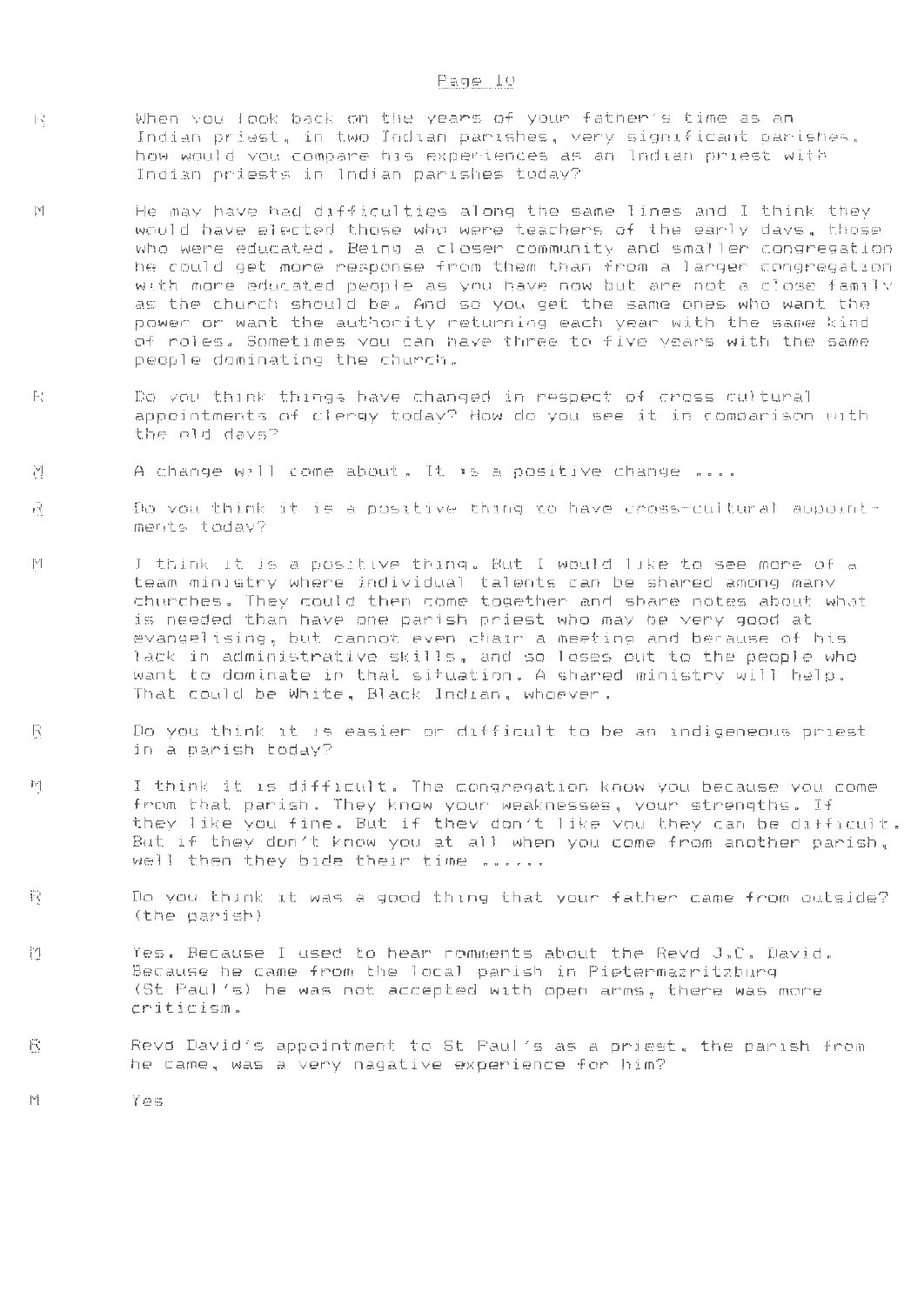R When you look back on the years of your father's time as an Indian priest, in two Indian parishes, very significant parishes, how would you compare his experiences as an Indian priest with Indian priests in Indian parishes today?

M He may have had difficulties along the same lines and I think they would have elected those who were teachers of the early days, those who were educated. Being a closer community and smaller congregation he could get more response from them than from a larger congregation with more educated people as you have now but are not a close family as the church should be. And so you get the same ones who want the power or want the authority returning each year with the same kind of roles. Sometimes you can have three to five years with the same people dominating the church.

R Do you think things have changed in respect of cross cultural appointments of clergy today? How do you see it in comparison with the old days?

M A change will come about. It is a positive change ....

R Do you think it is a positive thing to have cross-cultural appointments today?

M I think it is a positive thing. But I would like to see more of a team ministry where individual talents can be shared among many churches. They could then come together and share notes about what is needed than have one parish priest who may be very good at evangelising, but cannot even chair a meeting and because of his lack in administrative skills, and so loses out to the people who want to dominate in that situation. A shared ministry will help. That could be White, Black Indian, whoever.

R Do you think it is easier or difficult to be an indigeneous priest in a parish today?

M I think it is difficult. The congregation know you because you come from that parish. They know your weaknesses, your strengths. If they like you fine. But if they don't like you they can be difficult. But if they don't know you at all when you come from another parish, well then they bide their time ......

R Do you think it was a good thing that your father came from outside? (the parish)

M Yes. Because I used to hear comments about the Revd J.C. David. Because he came from the local parish in Pietermaritzburg (St Paul's) he was not accepted with open arms, there was more criticism.

R Revd David's appointment to St Paul's as a priest, the parish from he came, was a very nagative experience for him?

M Yes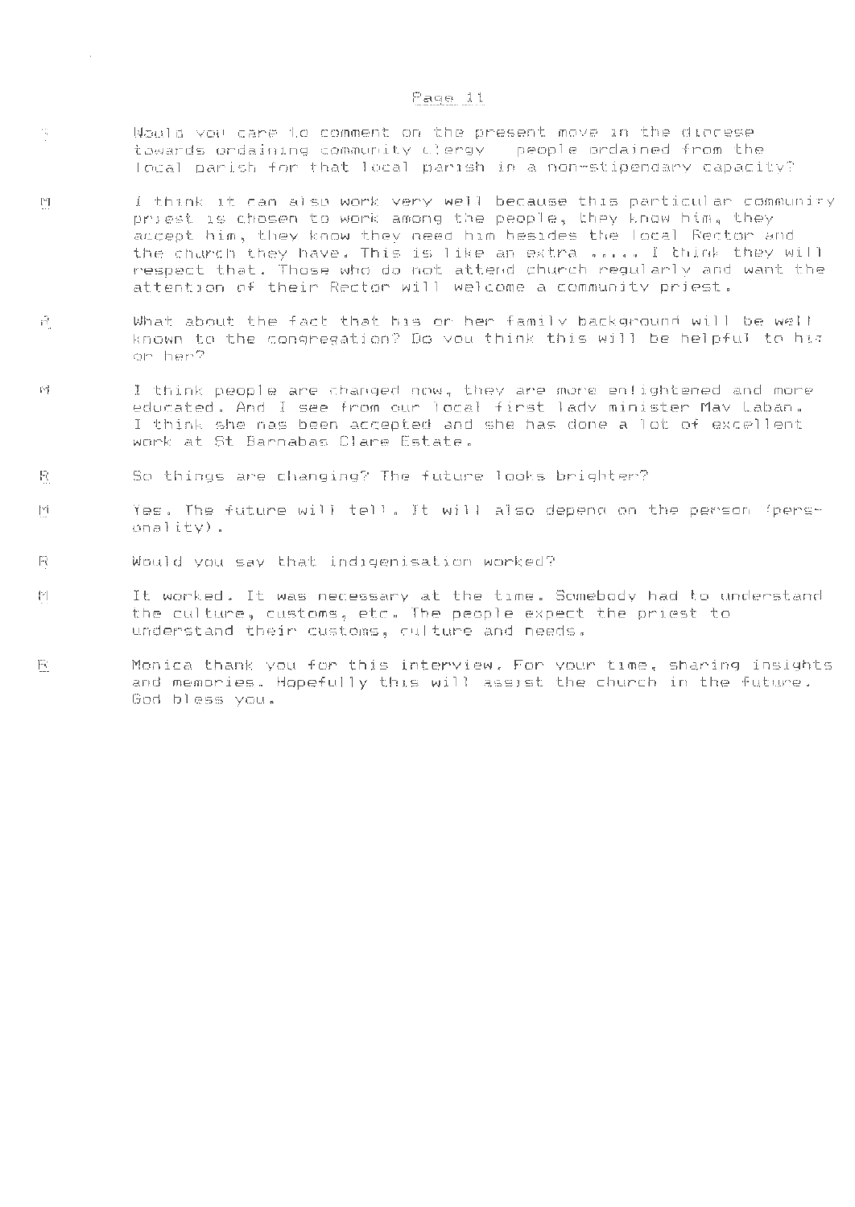R Would you care to comment on the present move in the diocese towards ordaining community clergy - people ordained from the local parish for that local parish in a non-stipendary capacity?

M I think it can also work very well because this particular community priest is chosen to work among the people, they know him, they accept him, they know they need him besides the local Rector and the church they have. This is like an extra ..... I think they will respect that. Those who do not attend church regularly and want the attention of their Rector will welcome a community priest.

R What about the fact that his or her family background will be well known to the congregation? Do you think this will be helpful to his or her?

M I think people are changed now, they are more enlightened and more educated. And I see from our local first lady minister Mav Laban. I think she has been accepted and she has done a lot of excellent work at St Barnabas Clare Estate.

R So things are changing? The future looks brighter?

M Yes. The future will tell. It will also depend on the person (personality).

R Would you say that indigenisation worked?

M It worked. It was necessary at the time. Somebody had to understand the culture, customs, etc. The people expect the priest to understand their customs, culture and needs.

R Monica thank you for this interview. For your time, sharing insights and memories. Hopefully this will assist the church in the future. God bless you.